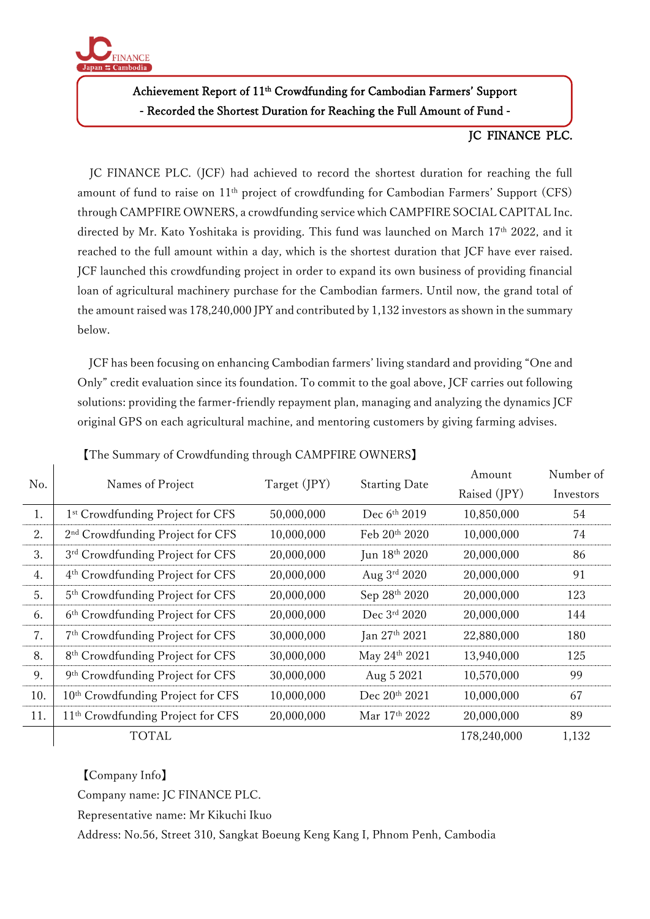JC FINANCE
Japan ⇄ Cambodia

# Achievement Report of 11th Crowdfunding for Cambodian Farmers' Support
## - Recorded the Shortest Duration for Reaching the Full Amount of Fund -

**JC FINANCE PLC.**

JC FINANCE PLC. (JCF) had achieved to record the shortest duration for reaching the full amount of fund to raise on 11th project of crowdfunding for Cambodian Farmers' Support (CFS) through CAMPFIRE OWNERS, a crowdfunding service which CAMPFIRE SOCIAL CAPITAL Inc. directed by Mr. Kato Yoshitaka is providing. This fund was launched on March 17th 2022, and it reached to the full amount within a day, which is the shortest duration that JCF have ever raised. JCF launched this crowdfunding project in order to expand its own business of providing financial loan of agricultural machinery purchase for the Cambodian farmers. Until now, the grand total of the amount raised was 178,240,000 JPY and contributed by 1,132 investors as shown in the summary below.

JCF has been focusing on enhancing Cambodian farmers' living standard and providing "One and Only" credit evaluation since its foundation. To commit to the goal above, JCF carries out following solutions: providing the farmer-friendly repayment plan, managing and analyzing the dynamics JCF original GPS on each agricultural machine, and mentoring customers by giving farming advises.

【The Summary of Crowdfunding through CAMPFIRE OWNERS】

| No. | Names of Project | Target (JPY) | Starting Date | Amount Raised (JPY) | Number of Investors |
|---|---|---|---|---|---|
| 1. | 1st Crowdfunding Project for CFS | 50,000,000 | Dec 6th 2019 | 10,850,000 | 54 |
| 2. | 2nd Crowdfunding Project for CFS | 10,000,000 | Feb 20th 2020 | 10,000,000 | 74 |
| 3. | 3rd Crowdfunding Project for CFS | 20,000,000 | Jun 18th 2020 | 20,000,000 | 86 |
| 4. | 4th Crowdfunding Project for CFS | 20,000,000 | Aug 3rd 2020 | 20,000,000 | 91 |
| 5. | 5th Crowdfunding Project for CFS | 20,000,000 | Sep 28th 2020 | 20,000,000 | 123 |
| 6. | 6th Crowdfunding Project for CFS | 20,000,000 | Dec 3rd 2020 | 20,000,000 | 144 |
| 7. | 7th Crowdfunding Project for CFS | 30,000,000 | Jan 27th 2021 | 22,880,000 | 180 |
| 8. | 8th Crowdfunding Project for CFS | 30,000,000 | May 24th 2021 | 13,940,000 | 125 |
| 9. | 9th Crowdfunding Project for CFS | 30,000,000 | Aug 5 2021 | 10,570,000 | 99 |
| 10. | 10th Crowdfunding Project for CFS | 10,000,000 | Dec 20th 2021 | 10,000,000 | 67 |
| 11. | 11th Crowdfunding Project for CFS | 20,000,000 | Mar 17th 2022 | 20,000,000 | 89 |
| | TOTAL | | | 178,240,000 | 1,132 |

【Company Info】

Company name: JC FINANCE PLC.

Representative name: Mr Kikuchi Ikuo

Address: No.56, Street 310, Sangkat Boeung Keng Kang I, Phnom Penh, Cambodia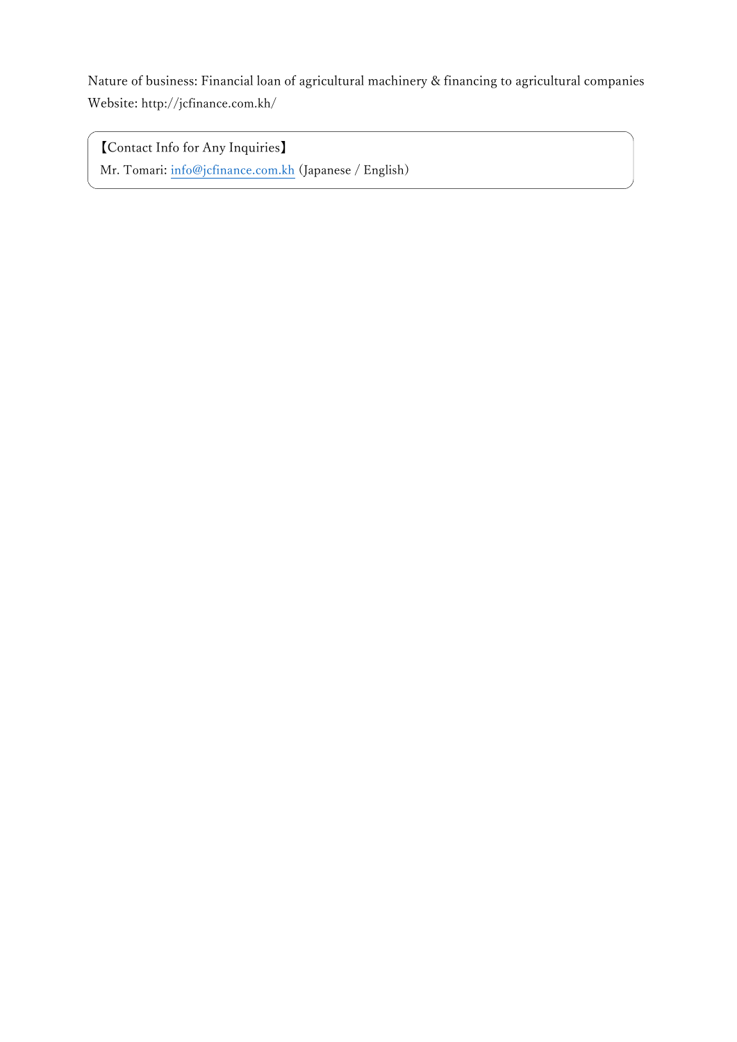Nature of business: Financial loan of agricultural machinery & financing to agricultural companies
Website: http://jcfinance.com.kh/

【Contact Info for Any Inquiries】
Mr. Tomari: info@jcfinance.com.kh (Japanese / English)